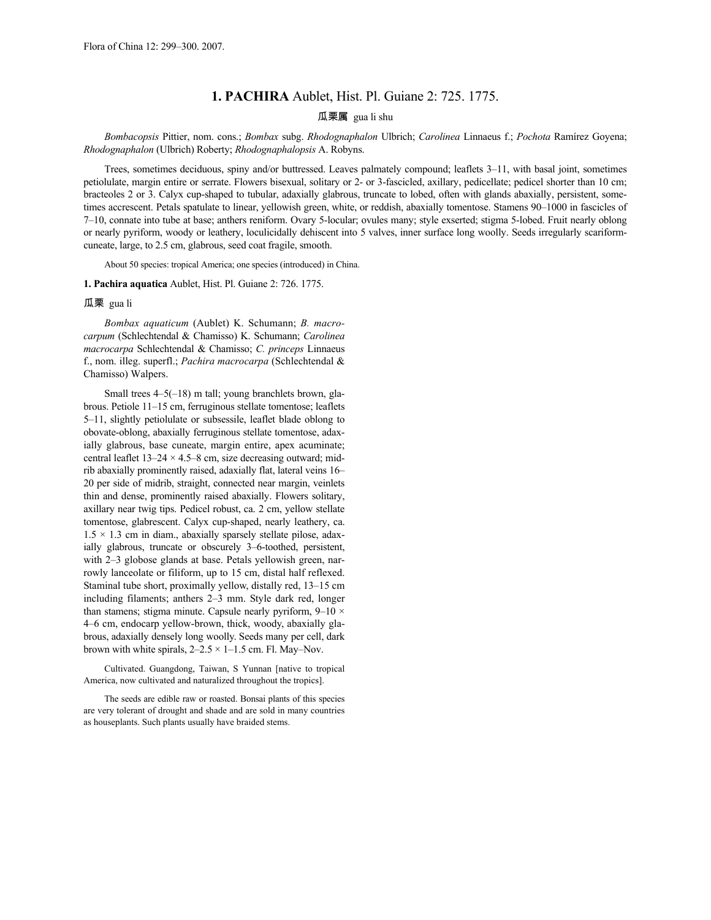# 1. PACHIRA Aublet, Hist. Pl. Guiane 2: 725. 1775.

瓜栗属 gua li shu

*Bombacopsis* Pittier, nom. cons.; *Bombax* subg. *Rhodognaphalon* Ulbrich; *Carolinea* Linnaeus f.; *Pochota* Ramírez Goyena; *Rhodognaphalon* (Ulbrich) Roberty; *Rhodognaphalopsis* A. Robyns.

Trees, sometimes deciduous, spiny and/or buttressed. Leaves palmately compound; leaflets 3–11, with basal joint, sometimes petiolulate, margin entire or serrate. Flowers bisexual, solitary or 2- or 3-fascicled, axillary, pedicellate; pedicel shorter than 10 cm; bracteoles 2 or 3. Calyx cup-shaped to tubular, adaxially glabrous, truncate to lobed, often with glands abaxially, persistent, sometimes accrescent. Petals spatulate to linear, yellowish green, white, or reddish, abaxially tomentose. Stamens 90–1000 in fascicles of 7–10, connate into tube at base; anthers reniform. Ovary 5-locular; ovules many; style exserted; stigma 5-lobed. Fruit nearly oblong or nearly pyriform, woody or leathery, loculicidally dehiscent into 5 valves, inner surface long woolly. Seeds irregularly scariform-cuneate, large, to 2.5 cm, glabrous, seed coat fragile, smooth.

About 50 species: tropical America; one species (introduced) in China.

**1. Pachira aquatica** Aublet, Hist. Pl. Guiane 2: 726. 1775.

瓜栗 gua li

*Bombax aquaticum* (Aublet) K. Schumann; *B. macrocarpum* (Schlechtendal & Chamisso) K. Schumann; *Carolinea macrocarpa* Schlechtendal & Chamisso; *C. princeps* Linnaeus f., nom. illeg. superfl.; *Pachira macrocarpa* (Schlechtendal & Chamisso) Walpers.

Small trees 4–5(–18) m tall; young branchlets brown, glabrous. Petiole 11–15 cm, ferruginous stellate tomentose; leaflets 5–11, slightly petiolulate or subsessile, leaflet blade oblong to obovate-oblong, abaxially ferruginous stellate tomentose, adaxially glabrous, base cuneate, margin entire, apex acuminate; central leaflet 13–24 × 4.5–8 cm, size decreasing outward; midrib abaxially prominently raised, adaxially flat, lateral veins 16–20 per side of midrib, straight, connected near margin, veinlets thin and dense, prominently raised abaxially. Flowers solitary, axillary near twig tips. Pedicel robust, ca. 2 cm, yellow stellate tomentose, glabrescent. Calyx cup-shaped, nearly leathery, ca. 1.5 × 1.3 cm in diam., abaxially sparsely stellate pilose, adaxially glabrous, truncate or obscurely 3–6-toothed, persistent, with 2–3 globose glands at base. Petals yellowish green, narrowly lanceolate or filiform, up to 15 cm, distal half reflexed. Staminal tube short, proximally yellow, distally red, 13–15 cm including filaments; anthers 2–3 mm. Style dark red, longer than stamens; stigma minute. Capsule nearly pyriform, 9–10 × 4–6 cm, endocarp yellow-brown, thick, woody, abaxially glabrous, adaxially densely long woolly. Seeds many per cell, dark brown with white spirals, 2–2.5 × 1–1.5 cm. Fl. May–Nov.

Cultivated. Guangdong, Taiwan, S Yunnan [native to tropical America, now cultivated and naturalized throughout the tropics].

The seeds are edible raw or roasted. Bonsai plants of this species are very tolerant of drought and shade and are sold in many countries as houseplants. Such plants usually have braided stems.